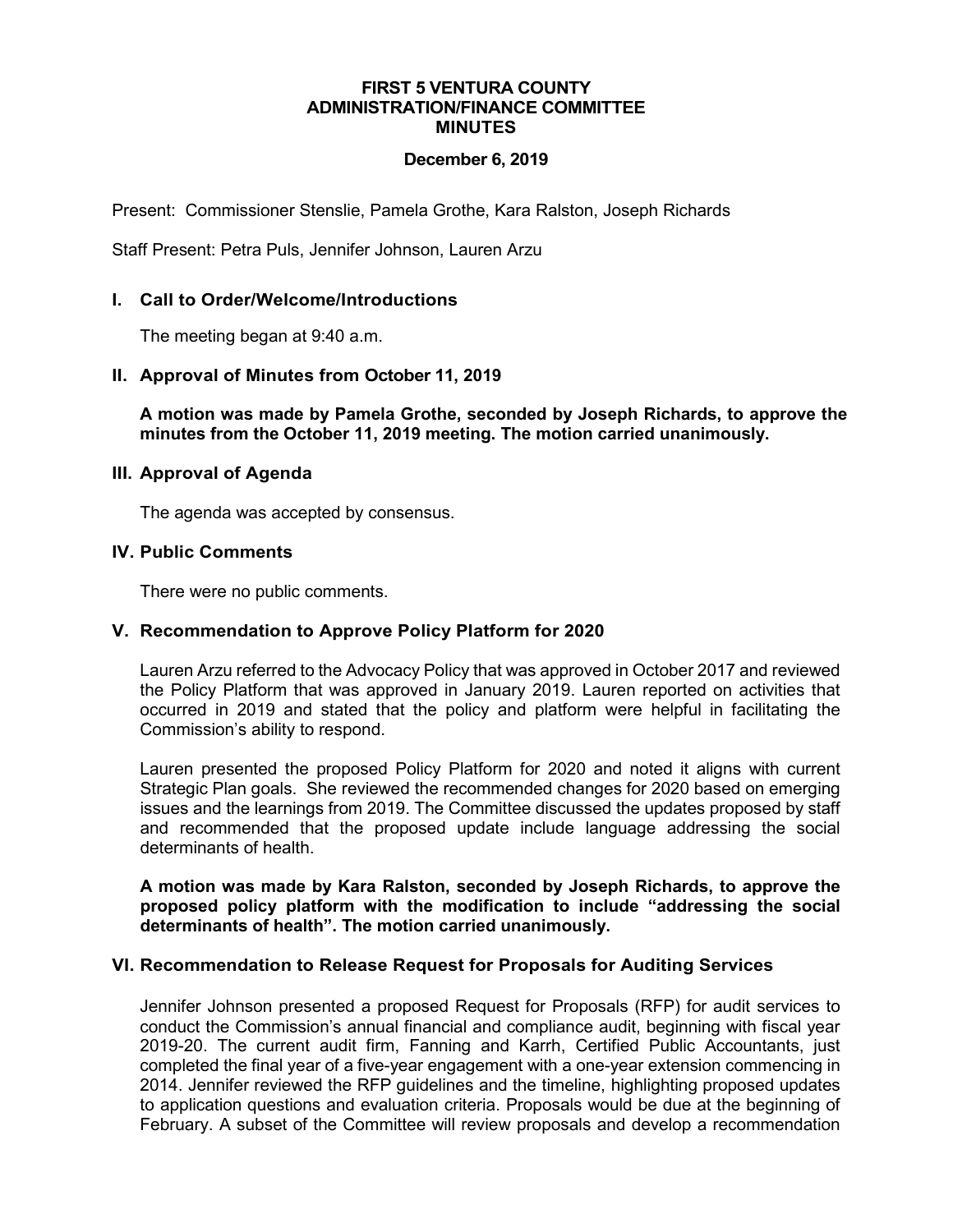# FIRST 5 VENTURA COUNTY
## ADMINISTRATION/FINANCE COMMITTEE
## MINUTES

**December 6, 2019**

Present: Commissioner Stenslie, Pamela Grothe, Kara Ralston, Joseph Richards

Staff Present: Petra Puls, Jennifer Johnson, Lauren Arzu

### I. Call to Order/Welcome/Introductions

The meeting began at 9:40 a.m.

### II. Approval of Minutes from October 11, 2019

**A motion was made by Pamela Grothe, seconded by Joseph Richards, to approve the minutes from the October 11, 2019 meeting. The motion carried unanimously.**

### III. Approval of Agenda

The agenda was accepted by consensus.

### IV. Public Comments

There were no public comments.

### V. Recommendation to Approve Policy Platform for 2020

Lauren Arzu referred to the Advocacy Policy that was approved in October 2017 and reviewed the Policy Platform that was approved in January 2019. Lauren reported on activities that occurred in 2019 and stated that the policy and platform were helpful in facilitating the Commission's ability to respond.

Lauren presented the proposed Policy Platform for 2020 and noted it aligns with current Strategic Plan goals. She reviewed the recommended changes for 2020 based on emerging issues and the learnings from 2019. The Committee discussed the updates proposed by staff and recommended that the proposed update include language addressing the social determinants of health.

**A motion was made by Kara Ralston, seconded by Joseph Richards, to approve the proposed policy platform with the modification to include "addressing the social determinants of health". The motion carried unanimously.**

### VI. Recommendation to Release Request for Proposals for Auditing Services

Jennifer Johnson presented a proposed Request for Proposals (RFP) for audit services to conduct the Commission's annual financial and compliance audit, beginning with fiscal year 2019-20. The current audit firm, Fanning and Karrh, Certified Public Accountants, just completed the final year of a five-year engagement with a one-year extension commencing in 2014. Jennifer reviewed the RFP guidelines and the timeline, highlighting proposed updates to application questions and evaluation criteria. Proposals would be due at the beginning of February. A subset of the Committee will review proposals and develop a recommendation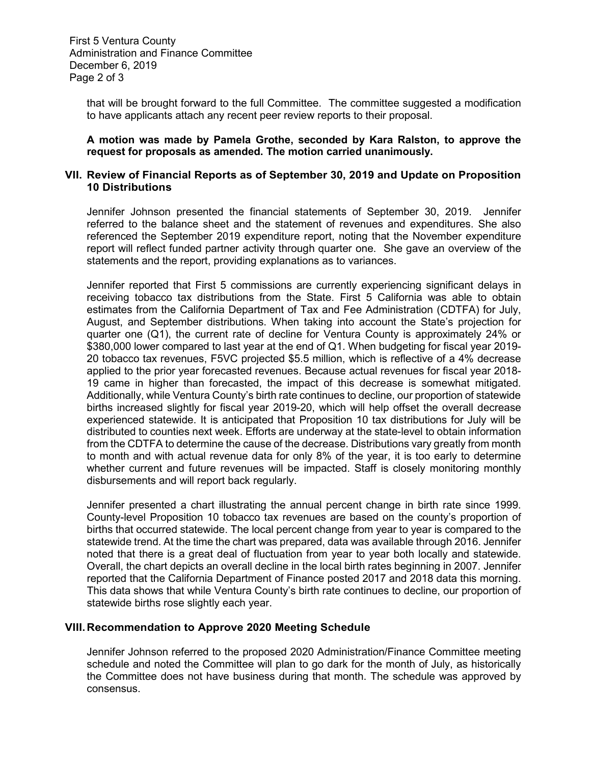that will be brought forward to the full Committee. The committee suggested a modification to have applicants attach any recent peer review reports to their proposal.

**A motion was made by Pamela Grothe, seconded by Kara Ralston, to approve the request for proposals as amended. The motion carried unanimously.**

## VII. Review of Financial Reports as of September 30, 2019 and Update on Proposition 10 Distributions

Jennifer Johnson presented the financial statements of September 30, 2019. Jennifer referred to the balance sheet and the statement of revenues and expenditures. She also referenced the September 2019 expenditure report, noting that the November expenditure report will reflect funded partner activity through quarter one. She gave an overview of the statements and the report, providing explanations as to variances.

Jennifer reported that First 5 commissions are currently experiencing significant delays in receiving tobacco tax distributions from the State. First 5 California was able to obtain estimates from the California Department of Tax and Fee Administration (CDTFA) for July, August, and September distributions. When taking into account the State's projection for quarter one (Q1), the current rate of decline for Ventura County is approximately 24% or $380,000 lower compared to last year at the end of Q1. When budgeting for fiscal year 2019-20 tobacco tax revenues, F5VC projected $5.5 million, which is reflective of a 4% decrease applied to the prior year forecasted revenues. Because actual revenues for fiscal year 2018-19 came in higher than forecasted, the impact of this decrease is somewhat mitigated. Additionally, while Ventura County's birth rate continues to decline, our proportion of statewide births increased slightly for fiscal year 2019-20, which will help offset the overall decrease experienced statewide. It is anticipated that Proposition 10 tax distributions for July will be distributed to counties next week. Efforts are underway at the state-level to obtain information from the CDTFA to determine the cause of the decrease. Distributions vary greatly from month to month and with actual revenue data for only 8% of the year, it is too early to determine whether current and future revenues will be impacted. Staff is closely monitoring monthly disbursements and will report back regularly.

Jennifer presented a chart illustrating the annual percent change in birth rate since 1999. County-level Proposition 10 tobacco tax revenues are based on the county's proportion of births that occurred statewide. The local percent change from year to year is compared to the statewide trend. At the time the chart was prepared, data was available through 2016. Jennifer noted that there is a great deal of fluctuation from year to year both locally and statewide. Overall, the chart depicts an overall decline in the local birth rates beginning in 2007. Jennifer reported that the California Department of Finance posted 2017 and 2018 data this morning. This data shows that while Ventura County's birth rate continues to decline, our proportion of statewide births rose slightly each year.

## VIII. Recommendation to Approve 2020 Meeting Schedule

Jennifer Johnson referred to the proposed 2020 Administration/Finance Committee meeting schedule and noted the Committee will plan to go dark for the month of July, as historically the Committee does not have business during that month. The schedule was approved by consensus.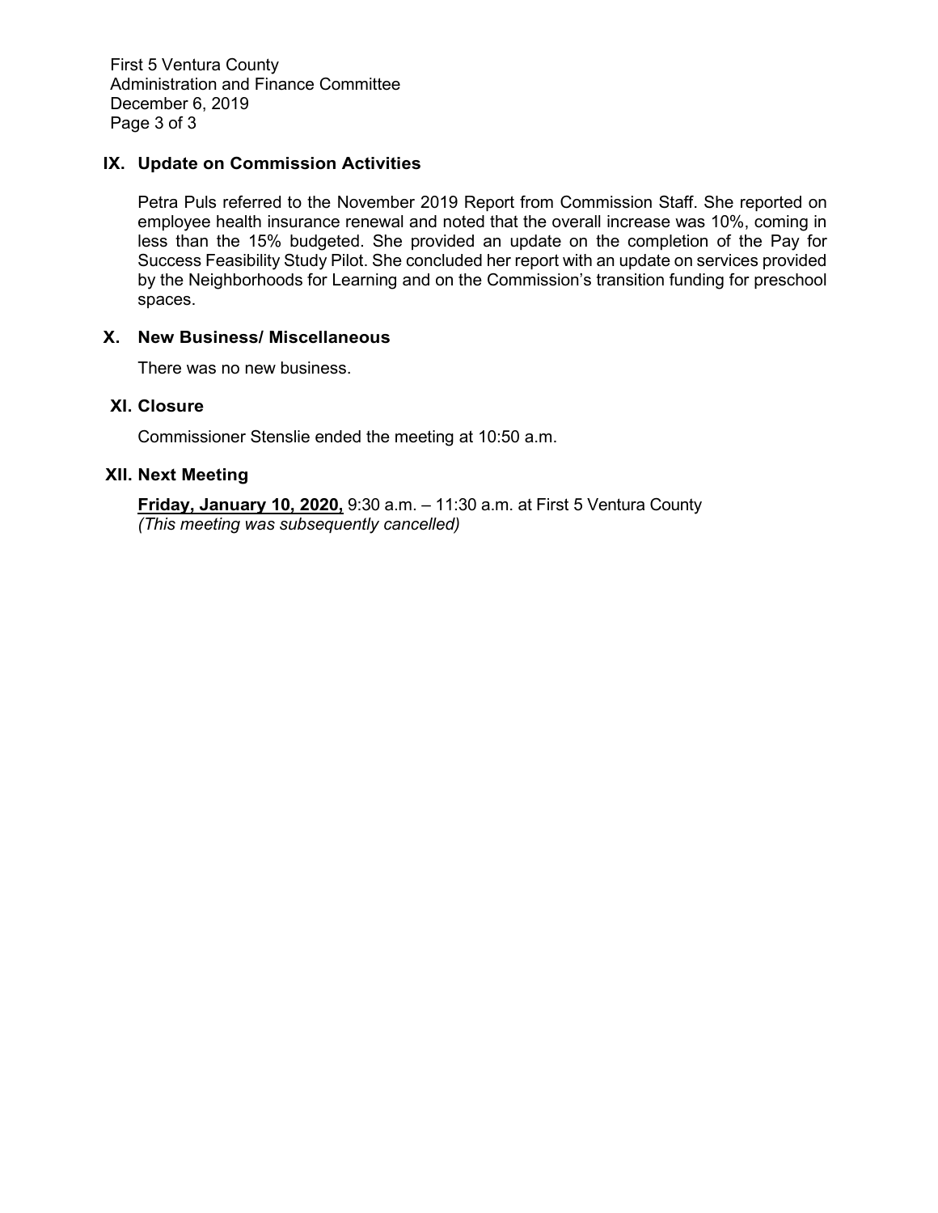## IX. Update on Commission Activities

Petra Puls referred to the November 2019 Report from Commission Staff. She reported on employee health insurance renewal and noted that the overall increase was 10%, coming in less than the 15% budgeted. She provided an update on the completion of the Pay for Success Feasibility Study Pilot. She concluded her report with an update on services provided by the Neighborhoods for Learning and on the Commission's transition funding for preschool spaces.

## X. New Business/ Miscellaneous

There was no new business.

## XI. Closure

Commissioner Stenslie ended the meeting at 10:50 a.m.

## XII. Next Meeting

**Friday, January 10, 2020,** 9:30 a.m. – 11:30 a.m. at First 5 Ventura County
*(This meeting was subsequently cancelled)*